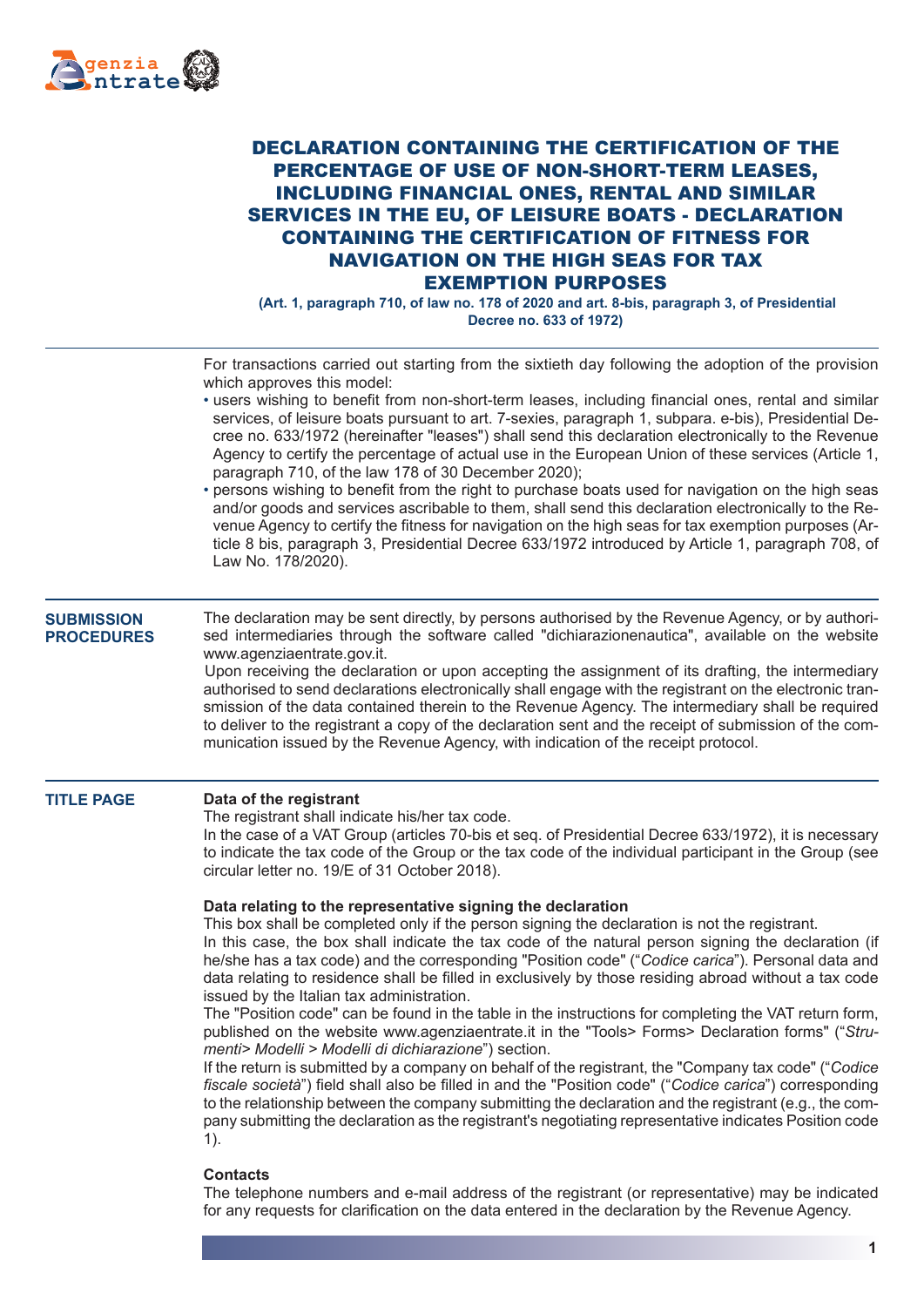# DECLARATION CONTAINING THE CERTIFICATION OF THE PERCENTAGE OF USE OF NON-SHORT-TERM LEASES, INCLUDING FINANCIAL ONES, RENTAL AND SIMILAR SERVICES IN THE EU, OF LEISURE BOATS - DECLARATION CONTAINING THE CERTIFICATION OF FITNESS FOR NAVIGATION ON THE HIGH SEAS FOR TAX EXEMPTION PURPOSES

**(Art. 1, paragraph 710, of law no. 178 of 2020 and art. 8-bis, paragraph 3, of Presidential Decree no. 633 of 1972)**

For transactions carried out starting from the sixtieth day following the adoption of the provision which approves this model:

- users wishing to benefit from non-short-term leases, including financial ones, rental and similar services, of leisure boats pursuant to art. 7-sexies, paragraph 1, subpara. e-bis), Presidential Decree no. 633/1972 (hereinafter "leases") shall send this declaration electronically to the Revenue Agency to certify the percentage of actual use in the European Union of these services (Article 1, paragraph 710, of the law 178 of 30 December 2020);
- persons wishing to benefit from the right to purchase boats used for navigation on the high seas and/or goods and services ascribable to them, shall send this declaration electronically to the Revenue Agency to certify the fitness for navigation on the high seas for tax exemption purposes (Article 8 bis, paragraph 3, Presidential Decree 633/1972 introduced by Article 1, paragraph 708, of Law No. 178/2020).

## SUBMISSION PROCEDURES

The declaration may be sent directly, by persons authorised by the Revenue Agency, or by authorised intermediaries through the software called "dichiarazionenautica", available on the website www.agenziaentrate.gov.it.

Upon receiving the declaration or upon accepting the assignment of its drafting, the intermediary authorised to send declarations electronically shall engage with the registrant on the electronic transmission of the data contained therein to the Revenue Agency. The intermediary shall be required to deliver to the registrant a copy of the declaration sent and the receipt of submission of the communication issued by the Revenue Agency, with indication of the receipt protocol.

## TITLE PAGE

**Data of the registrant**

The registrant shall indicate his/her tax code.

In the case of a VAT Group (articles 70-bis et seq. of Presidential Decree 633/1972), it is necessary to indicate the tax code of the Group or the tax code of the individual participant in the Group (see circular letter no. 19/E of 31 October 2018).

**Data relating to the representative signing the declaration**

This box shall be completed only if the person signing the declaration is not the registrant.

In this case, the box shall indicate the tax code of the natural person signing the declaration (if he/she has a tax code) and the corresponding "Position code" ("*Codice carica*"). Personal data and data relating to residence shall be filled in exclusively by those residing abroad without a tax code issued by the Italian tax administration.

The "Position code" can be found in the table in the instructions for completing the VAT return form, published on the website www.agenziaentrate.it in the "Tools> Forms> Declaration forms" ("*Strumenti> Modelli > Modelli di dichiarazione*") section.

If the return is submitted by a company on behalf of the registrant, the "Company tax code" ("*Codice fiscale società*") field shall also be filled in and the "Position code" ("*Codice carica*") corresponding to the relationship between the company submitting the declaration and the registrant (e.g., the company submitting the declaration as the registrant's negotiating representative indicates Position code 1).

**Contacts**

The telephone numbers and e-mail address of the registrant (or representative) may be indicated for any requests for clarification on the data entered in the declaration by the Revenue Agency.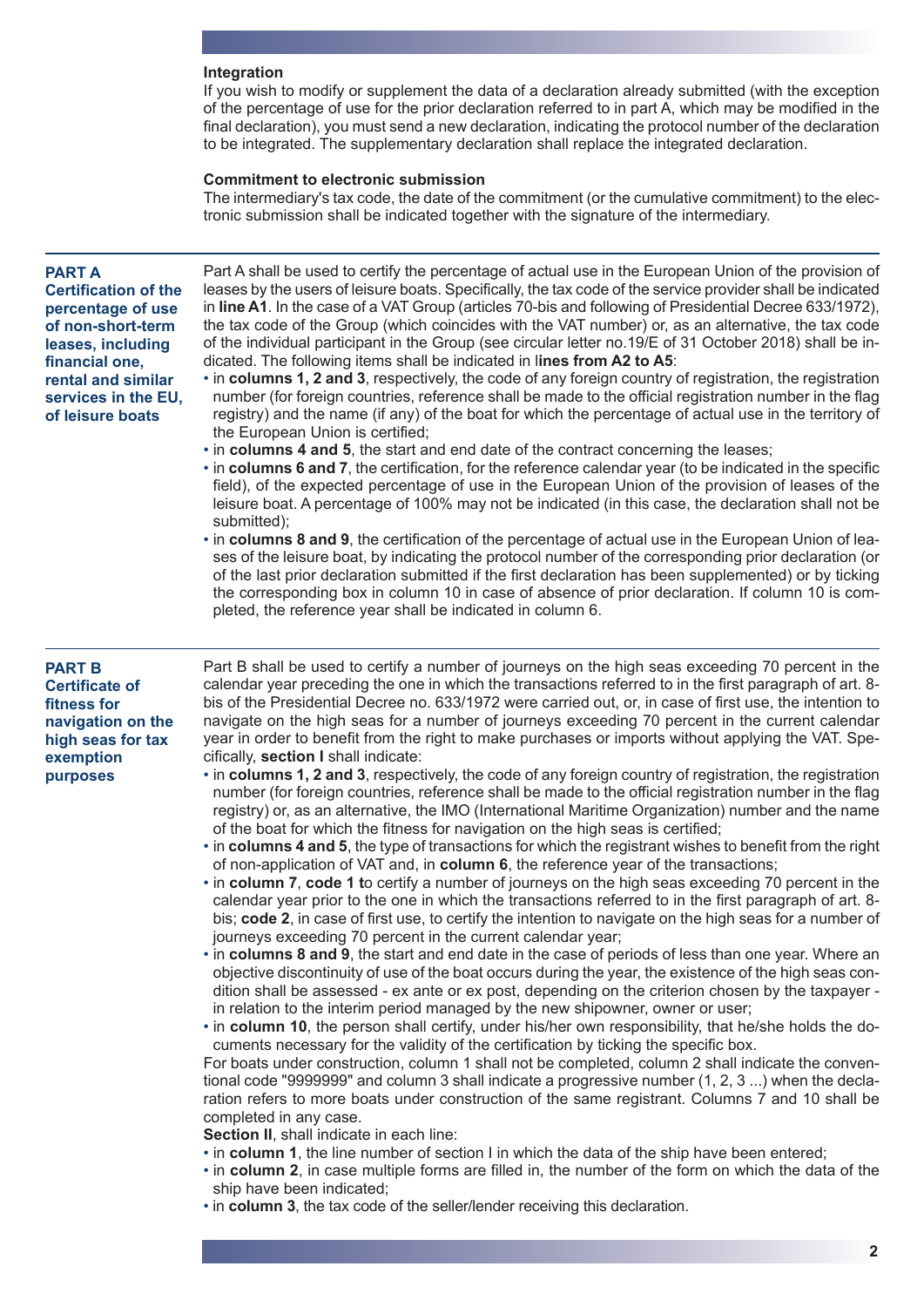**Integration**

If you wish to modify or supplement the data of a declaration already submitted (with the exception of the percentage of use for the prior declaration referred to in part A, which may be modified in the final declaration), you must send a new declaration, indicating the protocol number of the declaration to be integrated. The supplementary declaration shall replace the integrated declaration.

**Commitment to electronic submission**

The intermediary's tax code, the date of the commitment (or the cumulative commitment) to the electronic submission shall be indicated together with the signature of the intermediary.

## PART A
### Certification of the percentage of use of non-short-term leases, including financial one, rental and similar services in the EU, of leisure boats

Part A shall be used to certify the percentage of actual use in the European Union of the provision of leases by the users of leisure boats. Specifically, the tax code of the service provider shall be indicated in **line A1**. In the case of a VAT Group (articles 70-bis and following of Presidential Decree 633/1972), the tax code of the Group (which coincides with the VAT number) or, as an alternative, the tax code of the individual participant in the Group (see circular letter no.19/E of 31 October 2018) shall be indicated. The following items shall be indicated in l**ines from A2 to A5**:

- in **columns 1, 2 and 3**, respectively, the code of any foreign country of registration, the registration number (for foreign countries, reference shall be made to the official registration number in the flag registry) and the name (if any) of the boat for which the percentage of actual use in the territory of the European Union is certified;
- in **columns 4 and 5**, the start and end date of the contract concerning the leases;
- in **columns 6 and 7**, the certification, for the reference calendar year (to be indicated in the specific field), of the expected percentage of use in the European Union of the provision of leases of the leisure boat. A percentage of 100% may not be indicated (in this case, the declaration shall not be submitted);
- in **columns 8 and 9**, the certification of the percentage of actual use in the European Union of leases of the leisure boat, by indicating the protocol number of the corresponding prior declaration (or of the last prior declaration submitted if the first declaration has been supplemented) or by ticking the corresponding box in column 10 in case of absence of prior declaration. If column 10 is completed, the reference year shall be indicated in column 6.

## PART B
### Certificate of fitness for navigation on the high seas for tax exemption purposes

Part B shall be used to certify a number of journeys on the high seas exceeding 70 percent in the calendar year preceding the one in which the transactions referred to in the first paragraph of art. 8-bis of the Presidential Decree no. 633/1972 were carried out, or, in case of first use, the intention to navigate on the high seas for a number of journeys exceeding 70 percent in the current calendar year in order to benefit from the right to make purchases or imports without applying the VAT. Specifically, **section I** shall indicate:

- in **columns 1, 2 and 3**, respectively, the code of any foreign country of registration, the registration number (for foreign countries, reference shall be made to the official registration number in the flag registry) or, as an alternative, the IMO (International Maritime Organization) number and the name of the boat for which the fitness for navigation on the high seas is certified;
- in **columns 4 and 5**, the type of transactions for which the registrant wishes to benefit from the right of non-application of VAT and, in **column 6**, the reference year of the transactions;
- in **column 7**, **code 1 t**o certify a number of journeys on the high seas exceeding 70 percent in the calendar year prior to the one in which the transactions referred to in the first paragraph of art. 8-bis; **code 2**, in case of first use, to certify the intention to navigate on the high seas for a number of journeys exceeding 70 percent in the current calendar year;
- in **columns 8 and 9**, the start and end date in the case of periods of less than one year. Where an objective discontinuity of use of the boat occurs during the year, the existence of the high seas condition shall be assessed - ex ante or ex post, depending on the criterion chosen by the taxpayer - in relation to the interim period managed by the new shipowner, owner or user;
- in **column 10**, the person shall certify, under his/her own responsibility, that he/she holds the documents necessary for the validity of the certification by ticking the specific box.

For boats under construction, column 1 shall not be completed, column 2 shall indicate the conventional code "9999999" and column 3 shall indicate a progressive number (1, 2, 3 ...) when the declaration refers to more boats under construction of the same registrant. Columns 7 and 10 shall be completed in any case.

**Section II**, shall indicate in each line:

- in **column 1**, the line number of section I in which the data of the ship have been entered;
- in **column 2**, in case multiple forms are filled in, the number of the form on which the data of the ship have been indicated;
- in **column 3**, the tax code of the seller/lender receiving this declaration.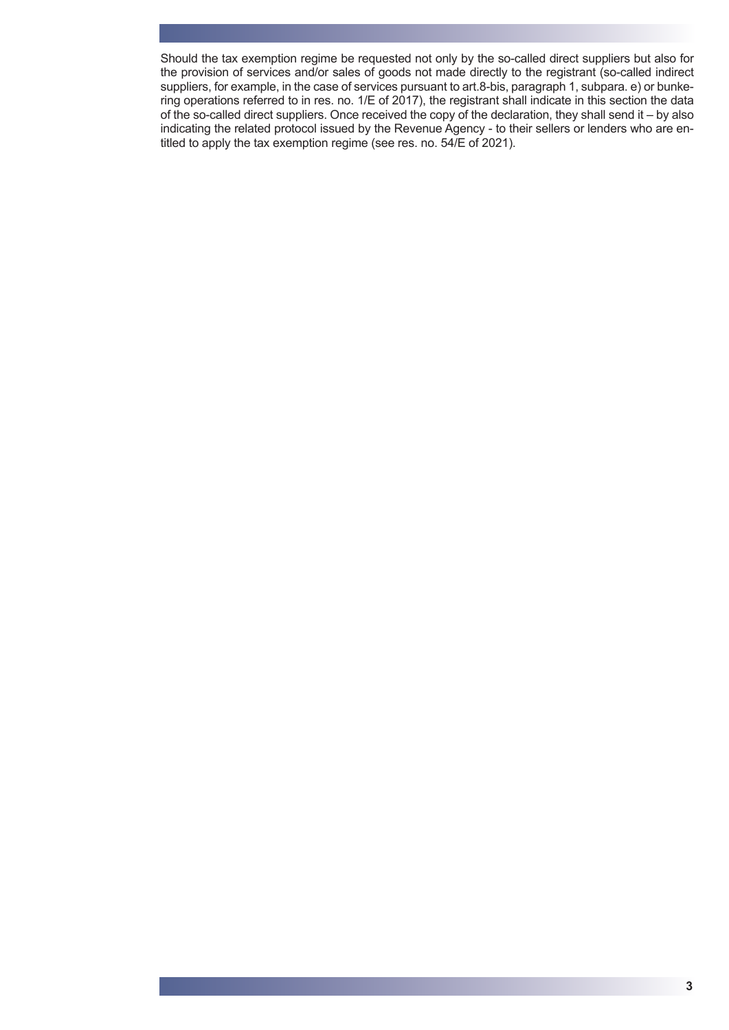Should the tax exemption regime be requested not only by the so-called direct suppliers but also for the provision of services and/or sales of goods not made directly to the registrant (so-called indirect suppliers, for example, in the case of services pursuant to art.8-bis, paragraph 1, subpara. e) or bunkering operations referred to in res. no. 1/E of 2017), the registrant shall indicate in this section the data of the so-called direct suppliers. Once received the copy of the declaration, they shall send it – by also indicating the related protocol issued by the Revenue Agency - to their sellers or lenders who are entitled to apply the tax exemption regime (see res. no. 54/E of 2021).